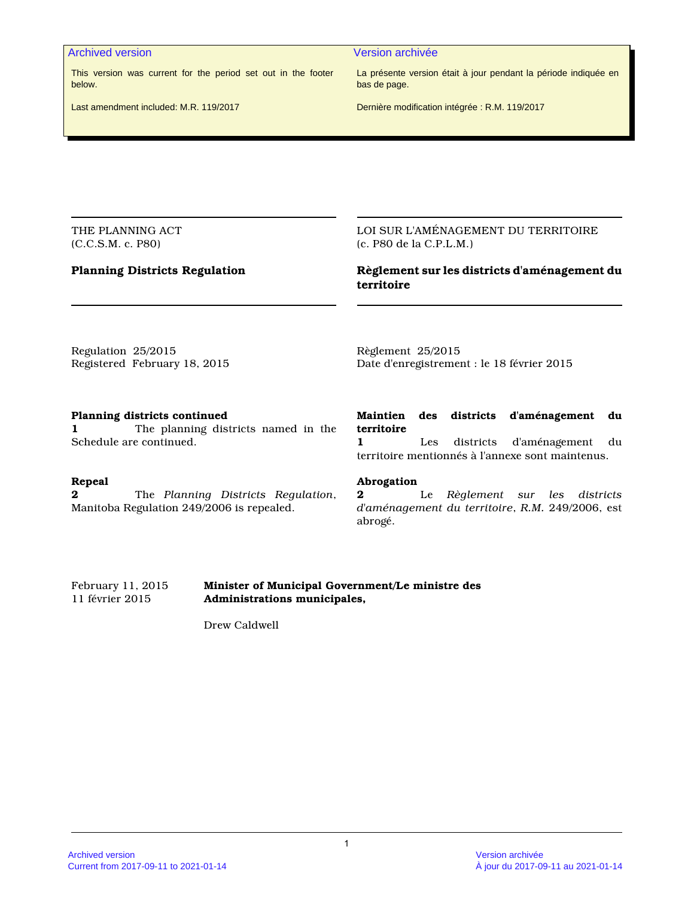**Archived version**

This version was current for the period set out in the footer below.

Last amendment included: M.R. 119/2017

**Version archivée**

La présente version était à jour pendant la période indiquée en bas de page.

Dernière modification intégrée : R.M. 119/2017

THE PLANNING ACT
(C.C.S.M. c. P80)

# Planning Districts Regulation

LOI SUR L'AMÉNAGEMENT DU TERRITOIRE
(c. P80 de la C.P.L.M.)

# Règlement sur les districts d'aménagement du territoire

Regulation 25/2015
Registered February 18, 2015

Règlement 25/2015
Date d'enregistrement : le 18 février 2015

**Planning districts continued**
**1** The planning districts named in the Schedule are continued.

**Maintien des districts d'aménagement du territoire**
**1** Les districts d'aménagement du territoire mentionnés à l'annexe sont maintenus.

**Repeal**
**2** The *Planning Districts Regulation*, Manitoba Regulation 249/2006 is repealed.

**Abrogation**
**2** Le *Règlement sur les districts d'aménagement du territoire*, *R.M.* 249/2006, est abrogé.

February 11, 2015
11 février 2015

**Minister of Municipal Government/Le ministre des Administrations municipales,**

Drew Caldwell

Archived version
Current from 2017-09-11 to 2021-01-14

Version archivée
À jour du 2017-09-11 au 2021-01-14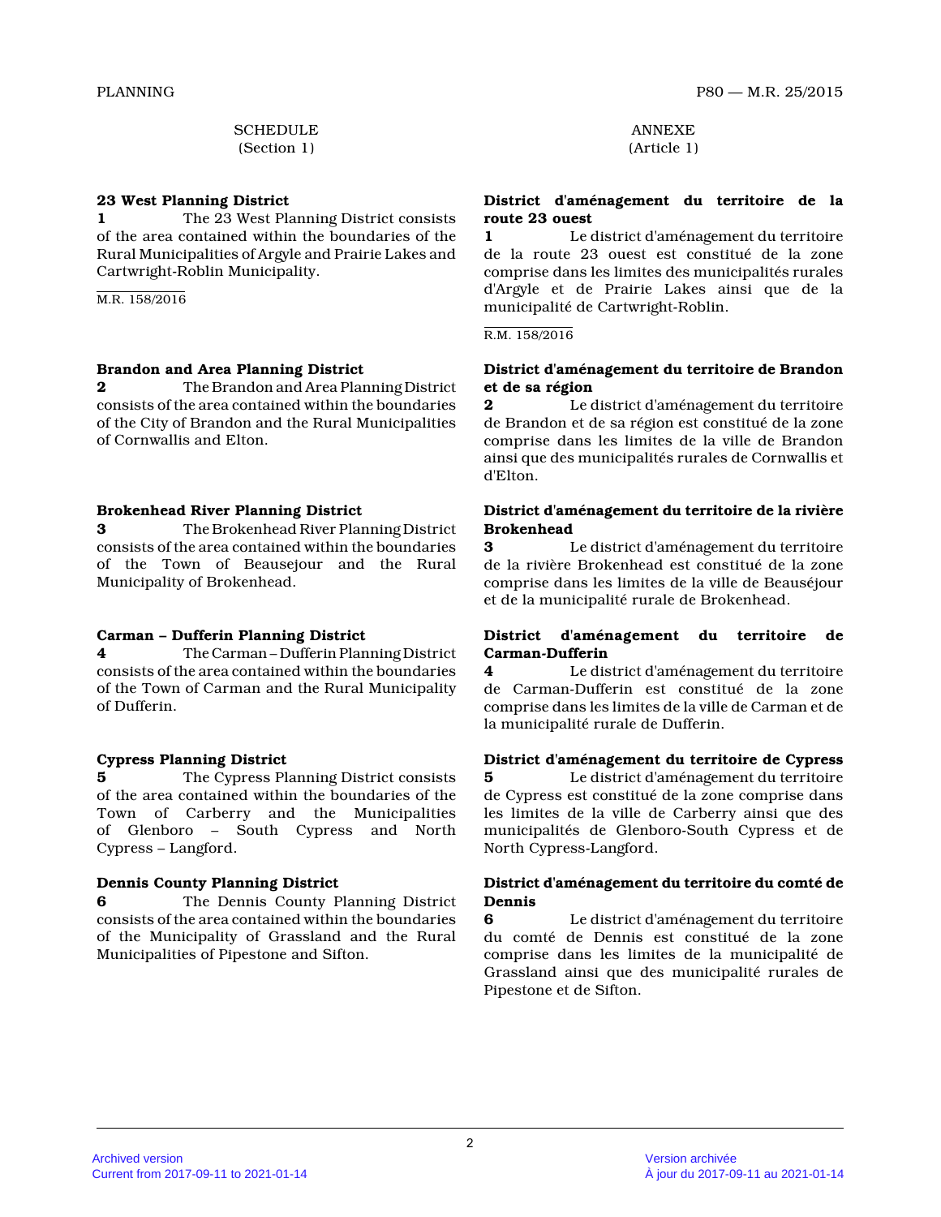SCHEDULE
(Section 1)

### 23 West Planning District

**1** The 23 West Planning District consists of the area contained within the boundaries of the Rural Municipalities of Argyle and Prairie Lakes and Cartwright-Roblin Municipality.

M.R. 158/2016

### Brandon and Area Planning District

**2** The Brandon and Area Planning District consists of the area contained within the boundaries of the City of Brandon and the Rural Municipalities of Cornwallis and Elton.

### Brokenhead River Planning District

**3** The Brokenhead River Planning District consists of the area contained within the boundaries of the Town of Beausejour and the Rural Municipality of Brokenhead.

### Carman – Dufferin Planning District

**4** The Carman – Dufferin Planning District consists of the area contained within the boundaries of the Town of Carman and the Rural Municipality of Dufferin.

### Cypress Planning District

**5** The Cypress Planning District consists of the area contained within the boundaries of the Town of Carberry and the Municipalities of Glenboro – South Cypress and North Cypress – Langford.

### Dennis County Planning District

**6** The Dennis County Planning District consists of the area contained within the boundaries of the Municipality of Grassland and the Rural Municipalities of Pipestone and Sifton.

ANNEXE
(Article 1)

### District d'aménagement du territoire de la route 23 ouest

**1** Le district d'aménagement du territoire de la route 23 ouest est constitué de la zone comprise dans les limites des municipalités rurales d'Argyle et de Prairie Lakes ainsi que de la municipalité de Cartwright-Roblin.

R.M. 158/2016

### District d'aménagement du territoire de Brandon et de sa région

**2** Le district d'aménagement du territoire de Brandon et de sa région est constitué de la zone comprise dans les limites de la ville de Brandon ainsi que des municipalités rurales de Cornwallis et d'Elton.

### District d'aménagement du territoire de la rivière Brokenhead

**3** Le district d'aménagement du territoire de la rivière Brokenhead est constitué de la zone comprise dans les limites de la ville de Beauséjour et de la municipalité rurale de Brokenhead.

### District d'aménagement du territoire de Carman-Dufferin

**4** Le district d'aménagement du territoire de Carman-Dufferin est constitué de la zone comprise dans les limites de la ville de Carman et de la municipalité rurale de Dufferin.

### District d'aménagement du territoire de Cypress

**5** Le district d'aménagement du territoire de Cypress est constitué de la zone comprise dans les limites de la ville de Carberry ainsi que des municipalités de Glenboro-South Cypress et de North Cypress-Langford.

### District d'aménagement du territoire du comté de Dennis

**6** Le district d'aménagement du territoire du comté de Dennis est constitué de la zone comprise dans les limites de la municipalité de Grassland ainsi que des municipalité rurales de Pipestone et de Sifton.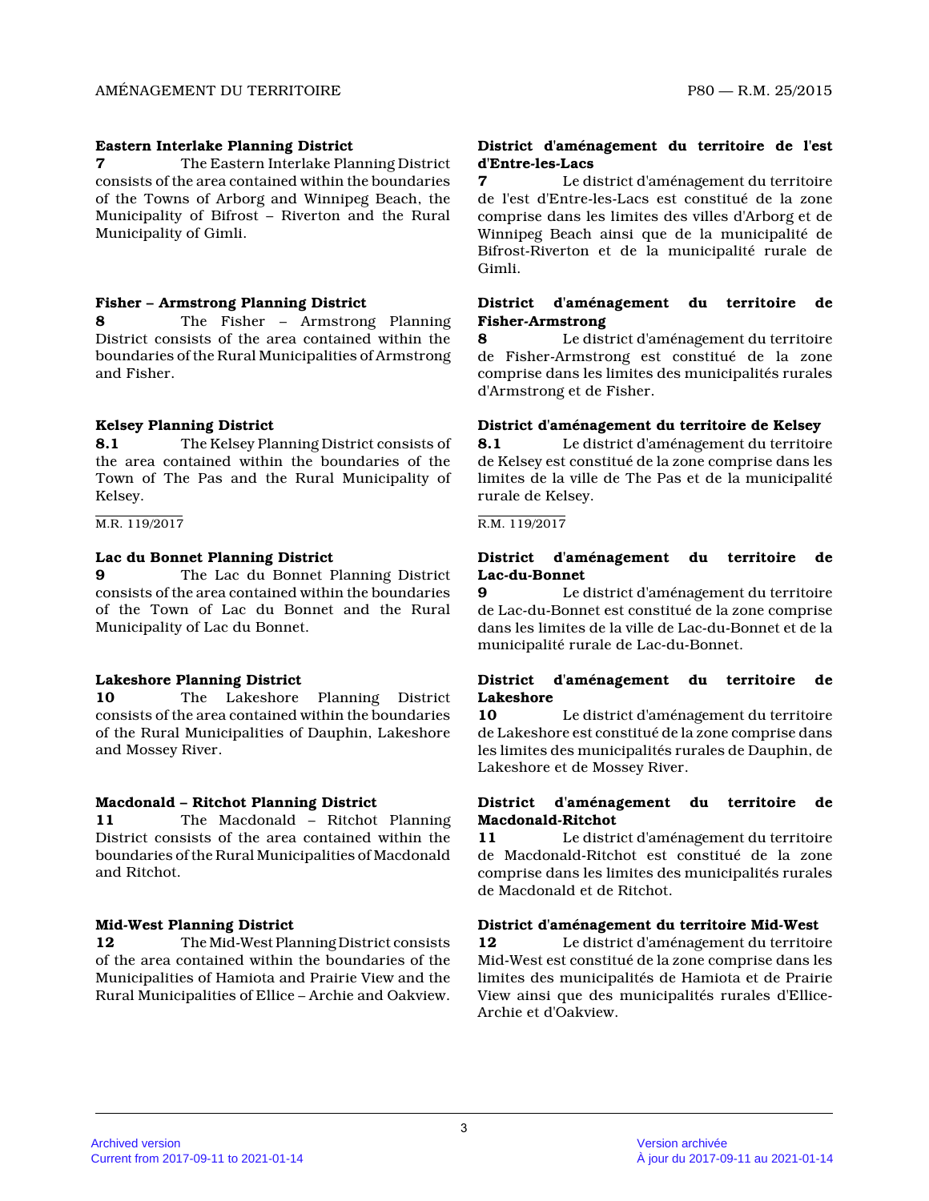### Eastern Interlake Planning District

**7** The Eastern Interlake Planning District consists of the area contained within the boundaries of the Towns of Arborg and Winnipeg Beach, the Municipality of Bifrost – Riverton and the Rural Municipality of Gimli.

### District d'aménagement du territoire de l'est d'Entre-les-Lacs

**7** Le district d'aménagement du territoire de l'est d'Entre-les-Lacs est constitué de la zone comprise dans les limites des villes d'Arborg et de Winnipeg Beach ainsi que de la municipalité de Bifrost-Riverton et de la municipalité rurale de Gimli.

### Fisher – Armstrong Planning District

**8** The Fisher – Armstrong Planning District consists of the area contained within the boundaries of the Rural Municipalities of Armstrong and Fisher.

### District d'aménagement du territoire de Fisher-Armstrong

**8** Le district d'aménagement du territoire de Fisher-Armstrong est constitué de la zone comprise dans les limites des municipalités rurales d'Armstrong et de Fisher.

### Kelsey Planning District

**8.1** The Kelsey Planning District consists of the area contained within the boundaries of the Town of The Pas and the Rural Municipality of Kelsey.

M.R. 119/2017

### District d'aménagement du territoire de Kelsey

**8.1** Le district d'aménagement du territoire de Kelsey est constitué de la zone comprise dans les limites de la ville de The Pas et de la municipalité rurale de Kelsey.

R.M. 119/2017

### Lac du Bonnet Planning District

**9** The Lac du Bonnet Planning District consists of the area contained within the boundaries of the Town of Lac du Bonnet and the Rural Municipality of Lac du Bonnet.

### District d'aménagement du territoire de Lac-du-Bonnet

**9** Le district d'aménagement du territoire de Lac-du-Bonnet est constitué de la zone comprise dans les limites de la ville de Lac-du-Bonnet et de la municipalité rurale de Lac-du-Bonnet.

### Lakeshore Planning District

**10** The Lakeshore Planning District consists of the area contained within the boundaries of the Rural Municipalities of Dauphin, Lakeshore and Mossey River.

### District d'aménagement du territoire de Lakeshore

**10** Le district d'aménagement du territoire de Lakeshore est constitué de la zone comprise dans les limites des municipalités rurales de Dauphin, de Lakeshore et de Mossey River.

### Macdonald – Ritchot Planning District

**11** The Macdonald – Ritchot Planning District consists of the area contained within the boundaries of the Rural Municipalities of Macdonald and Ritchot.

### District d'aménagement du territoire de Macdonald-Ritchot

**11** Le district d'aménagement du territoire de Macdonald-Ritchot est constitué de la zone comprise dans les limites des municipalités rurales de Macdonald et de Ritchot.

### Mid-West Planning District

**12** The Mid-West Planning District consists of the area contained within the boundaries of the Municipalities of Hamiota and Prairie View and the Rural Municipalities of Ellice – Archie and Oakview.

### District d'aménagement du territoire Mid-West

**12** Le district d'aménagement du territoire Mid-West est constitué de la zone comprise dans les limites des municipalités de Hamiota et de Prairie View ainsi que des municipalités rurales d'Ellice-Archie et d'Oakview.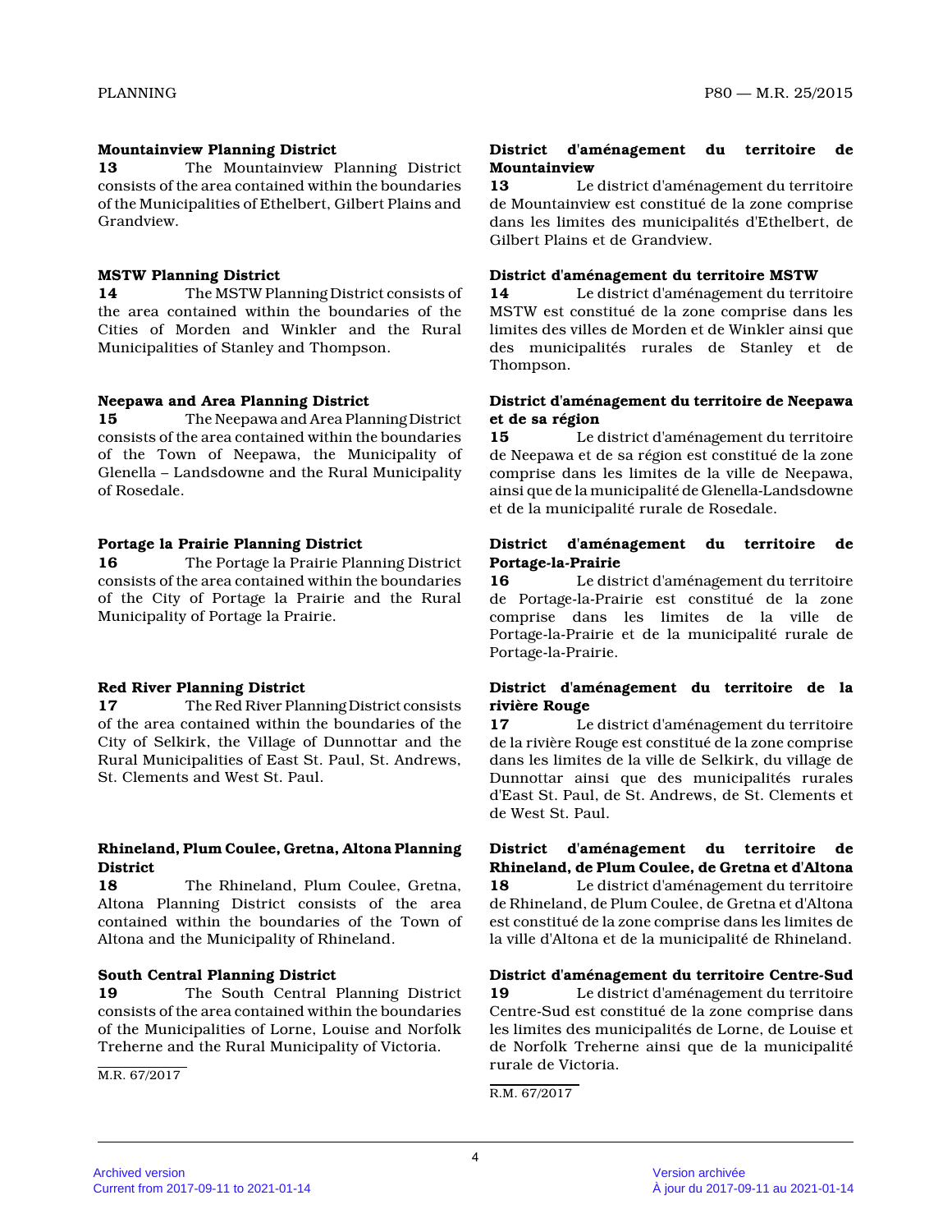**Mountainview Planning District**

**13** The Mountainview Planning District consists of the area contained within the boundaries of the Municipalities of Ethelbert, Gilbert Plains and Grandview.

**MSTW Planning District**

**14** The MSTW Planning District consists of the area contained within the boundaries of the Cities of Morden and Winkler and the Rural Municipalities of Stanley and Thompson.

**Neepawa and Area Planning District**

**15** The Neepawa and Area Planning District consists of the area contained within the boundaries of the Town of Neepawa, the Municipality of Glenella – Landsdowne and the Rural Municipality of Rosedale.

**Portage la Prairie Planning District**

**16** The Portage la Prairie Planning District consists of the area contained within the boundaries of the City of Portage la Prairie and the Rural Municipality of Portage la Prairie.

**Red River Planning District**

**17** The Red River Planning District consists of the area contained within the boundaries of the City of Selkirk, the Village of Dunnottar and the Rural Municipalities of East St. Paul, St. Andrews, St. Clements and West St. Paul.

**Rhineland, Plum Coulee, Gretna, Altona Planning District**

**18** The Rhineland, Plum Coulee, Gretna, Altona Planning District consists of the area contained within the boundaries of the Town of Altona and the Municipality of Rhineland.

**South Central Planning District**

**19** The South Central Planning District consists of the area contained within the boundaries of the Municipalities of Lorne, Louise and Norfolk Treherne and the Rural Municipality of Victoria.

M.R. 67/2017

**District d'aménagement du territoire de Mountainview**

**13** Le district d'aménagement du territoire de Mountainview est constitué de la zone comprise dans les limites des municipalités d'Ethelbert, de Gilbert Plains et de Grandview.

**District d'aménagement du territoire MSTW**

**14** Le district d'aménagement du territoire MSTW est constitué de la zone comprise dans les limites des villes de Morden et de Winkler ainsi que des municipalités rurales de Stanley et de Thompson.

**District d'aménagement du territoire de Neepawa et de sa région**

**15** Le district d'aménagement du territoire de Neepawa et de sa région est constitué de la zone comprise dans les limites de la ville de Neepawa, ainsi que de la municipalité de Glenella-Landsdowne et de la municipalité rurale de Rosedale.

**District d'aménagement du territoire de Portage-la-Prairie**

**16** Le district d'aménagement du territoire de Portage-la-Prairie est constitué de la zone comprise dans les limites de la ville de Portage-la-Prairie et de la municipalité rurale de Portage-la-Prairie.

**District d'aménagement du territoire de la rivière Rouge**

**17** Le district d'aménagement du territoire de la rivière Rouge est constitué de la zone comprise dans les limites de la ville de Selkirk, du village de Dunnottar ainsi que des municipalités rurales d'East St. Paul, de St. Andrews, de St. Clements et de West St. Paul.

**District d'aménagement du territoire de Rhineland, de Plum Coulee, de Gretna et d'Altona**

**18** Le district d'aménagement du territoire de Rhineland, de Plum Coulee, de Gretna et d'Altona est constitué de la zone comprise dans les limites de la ville d'Altona et de la municipalité de Rhineland.

**District d'aménagement du territoire Centre-Sud**

**19** Le district d'aménagement du territoire Centre-Sud est constitué de la zone comprise dans les limites des municipalités de Lorne, de Louise et de Norfolk Treherne ainsi que de la municipalité rurale de Victoria.

R.M. 67/2017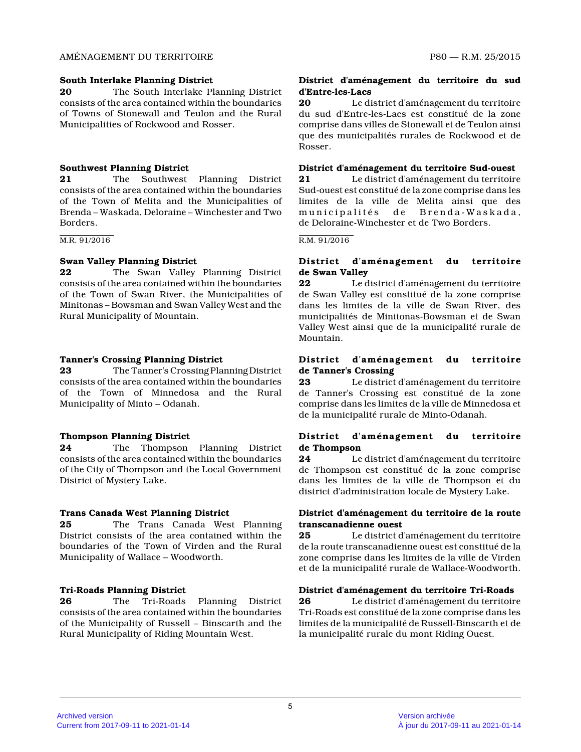### South Interlake Planning District

**20** The South Interlake Planning District consists of the area contained within the boundaries of Towns of Stonewall and Teulon and the Rural Municipalities of Rockwood and Rosser.

### District d'aménagement du territoire du sud d'Entre-les-Lacs

**20** Le district d'aménagement du territoire du sud d'Entre-les-Lacs est constitué de la zone comprise dans villes de Stonewall et de Teulon ainsi que des municipalités rurales de Rockwood et de Rosser.

### Southwest Planning District

**21** The Southwest Planning District consists of the area contained within the boundaries of the Town of Melita and the Municipalities of Brenda – Waskada, Deloraine – Winchester and Two Borders.

M.R. 91/2016

### District d'aménagement du territoire Sud-ouest

**21** Le district d'aménagement du territoire Sud-ouest est constitué de la zone comprise dans les limites de la ville de Melita ainsi que des municipalités de Brenda-Waskada, de Deloraine-Winchester et de Two Borders.

R.M. 91/2016

### Swan Valley Planning District

**22** The Swan Valley Planning District consists of the area contained within the boundaries of the Town of Swan River, the Municipalities of Minitonas – Bowsman and Swan Valley West and the Rural Municipality of Mountain.

### District d'aménagement du territoire de Swan Valley

**22** Le district d'aménagement du territoire de Swan Valley est constitué de la zone comprise dans les limites de la ville de Swan River, des municipalités de Minitonas-Bowsman et de Swan Valley West ainsi que de la municipalité rurale de Mountain.

### Tanner's Crossing Planning District

**23** The Tanner's Crossing Planning District consists of the area contained within the boundaries of the Town of Minnedosa and the Rural Municipality of Minto – Odanah.

### District d'aménagement du territoire de Tanner's Crossing

**23** Le district d'aménagement du territoire de Tanner's Crossing est constitué de la zone comprise dans les limites de la ville de Minnedosa et de la municipalité rurale de Minto-Odanah.

### Thompson Planning District

**24** The Thompson Planning District consists of the area contained within the boundaries of the City of Thompson and the Local Government District of Mystery Lake.

### District d'aménagement du territoire de Thompson

**24** Le district d'aménagement du territoire de Thompson est constitué de la zone comprise dans les limites de la ville de Thompson et du district d'administration locale de Mystery Lake.

### Trans Canada West Planning District

**25** The Trans Canada West Planning District consists of the area contained within the boundaries of the Town of Virden and the Rural Municipality of Wallace – Woodworth.

### District d'aménagement du territoire de la route transcanadienne ouest

**25** Le district d'aménagement du territoire de la route transcanadienne ouest est constitué de la zone comprise dans les limites de la ville de Virden et de la municipalité rurale de Wallace-Woodworth.

### Tri-Roads Planning District

**26** The Tri-Roads Planning District consists of the area contained within the boundaries of the Municipality of Russell – Binscarth and the Rural Municipality of Riding Mountain West.

### District d'aménagement du territoire Tri-Roads

**26** Le district d'aménagement du territoire Tri-Roads est constitué de la zone comprise dans les limites de la municipalité de Russell-Binscarth et de la municipalité rurale du mont Riding Ouest.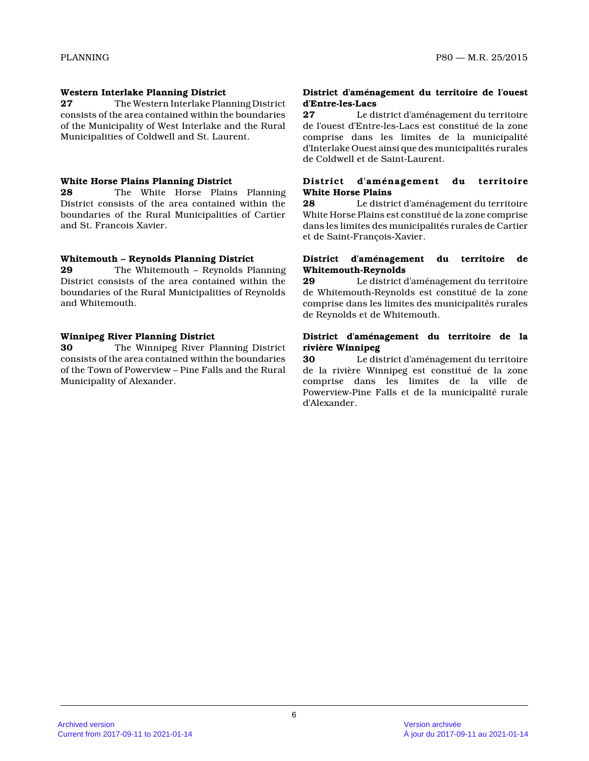**Western Interlake Planning District**

**27** The Western Interlake Planning District consists of the area contained within the boundaries of the Municipality of West Interlake and the Rural Municipalities of Coldwell and St. Laurent.

**White Horse Plains Planning District**

**28** The White Horse Plains Planning District consists of the area contained within the boundaries of the Rural Municipalities of Cartier and St. Francois Xavier.

**Whitemouth – Reynolds Planning District**

**29** The Whitemouth – Reynolds Planning District consists of the area contained within the boundaries of the Rural Municipalities of Reynolds and Whitemouth.

**Winnipeg River Planning District**

**30** The Winnipeg River Planning District consists of the area contained within the boundaries of the Town of Powerview – Pine Falls and the Rural Municipality of Alexander.

**District d'aménagement du territoire de l'ouest d'Entre-les-Lacs**

**27** Le district d'aménagement du territoire de l'ouest d'Entre-les-Lacs est constitué de la zone comprise dans les limites de la municipalité d'Interlake Ouest ainsi que des municipalités rurales de Coldwell et de Saint-Laurent.

**District d'aménagement du territoire White Horse Plains**

**28** Le district d'aménagement du territoire White Horse Plains est constitué de la zone comprise dans les limites des municipalités rurales de Cartier et de Saint-François-Xavier.

**District d'aménagement du territoire de Whitemouth-Reynolds**

**29** Le district d'aménagement du territoire de Whitemouth-Reynolds est constitué de la zone comprise dans les limites des municipalités rurales de Reynolds et de Whitemouth.

**District d'aménagement du territoire de la rivière Winnipeg**

**30** Le district d'aménagement du territoire de la rivière Winnipeg est constitué de la zone comprise dans les limites de la ville de Powerview-Pine Falls et de la municipalité rurale d'Alexander.